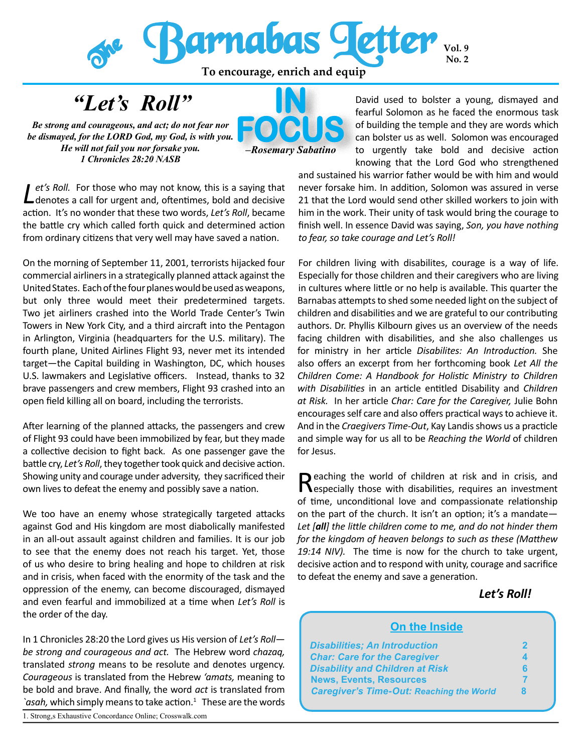# The Barnabas Letter

Vol. 9
No. 2

**To encourage, enrich and equip**

## "Let's Roll"

***Be strong and courageous, and act; do not fear nor be dismayed, for the LORD God, my God, is with you. He will not fail you nor forsake you.*** 
***1 Chronicles 28:20 NASB***

**IN FOCUS**

***–Rosemary Sabatino***

*Let's Roll.* For those who may not know, this is a saying that denotes a call for urgent and, oftentimes, bold and decisive action. It's no wonder that these two words, *Let's Roll*, became the battle cry which called forth quick and determined action from ordinary citizens that very well may have saved a nation.

On the morning of September 11, 2001, terrorists hijacked four commercial airliners in a strategically planned attack against the United States. Each of the four planes would be used as weapons, but only three would meet their predetermined targets. Two jet airliners crashed into the World Trade Center's Twin Towers in New York City, and a third aircraft into the Pentagon in Arlington, Virginia (headquarters for the U.S. military). The fourth plane, United Airlines Flight 93, never met its intended target—the Capital building in Washington, DC, which houses U.S. lawmakers and Legislative officers. Instead, thanks to 32 brave passengers and crew members, Flight 93 crashed into an open field killing all on board, including the terrorists.

After learning of the planned attacks, the passengers and crew of Flight 93 could have been immobilized by fear, but they made a collective decision to fight back. As one passenger gave the battle cry, *Let's Roll*, they together took quick and decisive action. Showing unity and courage under adversity, they sacrificed their own lives to defeat the enemy and possibly save a nation.

We too have an enemy whose strategically targeted attacks against God and His kingdom are most diabolically manifested in an all-out assault against children and families. It is our job to see that the enemy does not reach his target. Yet, those of us who desire to bring healing and hope to children at risk and in crisis, when faced with the enormity of the task and the oppression of the enemy, can become discouraged, dismayed and even fearful and immobilized at a time when *Let's Roll* is the order of the day.

In 1 Chronicles 28:20 the Lord gives us His version of *Let's Roll—be strong and courageous and act.* The Hebrew word *chazaq,* translated *strong* means to be resolute and denotes urgency. *Courageous* is translated from the Hebrew *'amats,* meaning to be bold and brave. And finally, the word *act* is translated from *`asah,* which simply means to take action.[1] These are the words David used to bolster a young, dismayed and fearful Solomon as he faced the enormous task of building the temple and they are words which can bolster us as well. Solomon was encouraged to urgently take bold and decisive action knowing that the Lord God who strengthened and sustained his warrior father would be with him and would never forsake him. In addition, Solomon was assured in verse 21 that the Lord would send other skilled workers to join with him in the work. Their unity of task would bring the courage to finish well. In essence David was saying, *Son, you have nothing to fear, so take courage and Let's Roll!*

For children living with disabilites, courage is a way of life. Especially for those children and their caregivers who are living in cultures where little or no help is available. This quarter the Barnabas attempts to shed some needed light on the subject of children and disabilities and we are grateful to our contributing authors. Dr. Phyllis Kilbourn gives us an overview of the needs facing children with disabilities, and she also challenges us for ministry in her article *Disabilites: An Introduction.* She also offers an excerpt from her forthcoming book *Let All the Children Come: A Handbook for Holistic Ministry to Children with Disabilities* in an article entitled Disability and *Children at Risk.* In her article *Char: Care for the Caregiver,* Julie Bohn encourages self care and also offers practical ways to achieve it. And in the *Craegivers Time-Out*, Kay Landis shows us a practicle and simple way for us all to be *Reaching the World* of children for Jesus.

Reaching the world of children at risk and in crisis, and especially those with disabilities, requires an investment of time, unconditional love and compassionate relationship on the part of the church. It isn't an option; it's a mandate—*Let [**all**] the little children come to me, and do not hinder them for the kingdom of heaven belongs to such as these (Matthew 19:14 NIV).* The time is now for the church to take urgent, decisive action and to respond with unity, courage and sacrifice to defeat the enemy and save a generation.

***Let's Roll!***

---

1. Strong,s Exhaustive Concordance Online; Crosswalk.com

### On the Inside

| | |
|---|---|
| *Disabilities; An Introduction* | 2 |
| *Char: Care for the Caregiver* | 4 |
| *Disability and Children at Risk* | 6 |
| News, Events, Resources | 7 |
| *Caregiver's Time-Out: Reaching the World* | 8 |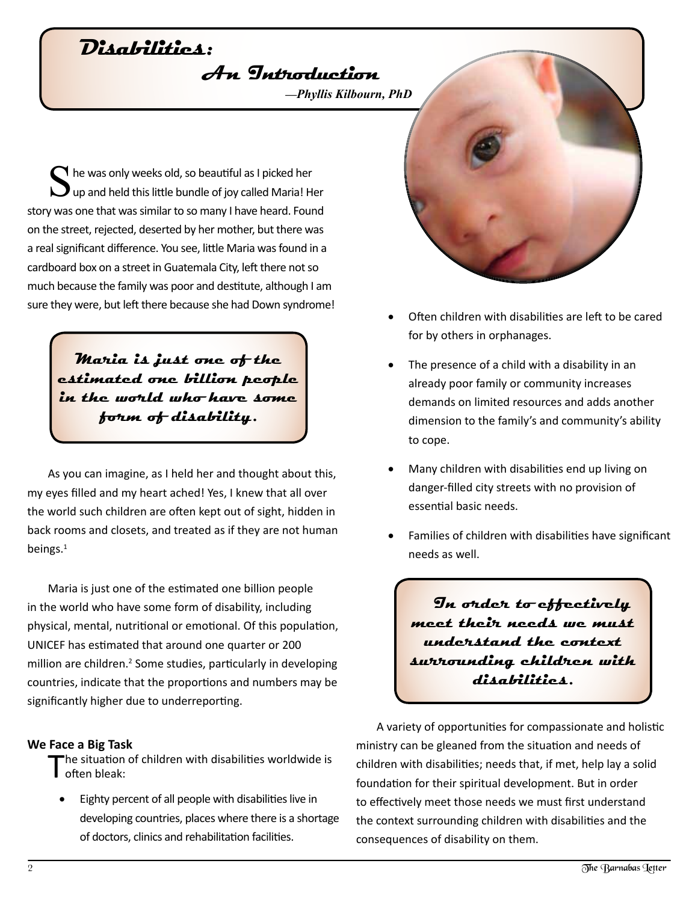# Disabilities: An Introduction

*—Phyllis Kilbourn, PhD*

She was only weeks old, so beautiful as I picked her up and held this little bundle of joy called Maria! Her story was one that was similar to so many I have heard. Found on the street, rejected, deserted by her mother, but there was a real significant difference. You see, little Maria was found in a cardboard box on a street in Guatemala City, left there not so much because the family was poor and destitute, although I am sure they were, but left there because she had Down syndrome!

> ***Maria is just one of the estimated one billion people in the world who have some form of disability.***

As you can imagine, as I held her and thought about this, my eyes filled and my heart ached! Yes, I knew that all over the world such children are often kept out of sight, hidden in back rooms and closets, and treated as if they are not human beings.[1]

Maria is just one of the estimated one billion people in the world who have some form of disability, including physical, mental, nutritional or emotional. Of this population, UNICEF has estimated that around one quarter or 200 million are children.[2] Some studies, particularly in developing countries, indicate that the proportions and numbers may be significantly higher due to underreporting.

### We Face a Big Task

The situation of children with disabilities worldwide is often bleak:

- Eighty percent of all people with disabilities live in developing countries, places where there is a shortage of doctors, clinics and rehabilitation facilities.
- Often children with disabilities are left to be cared for by others in orphanages.
- The presence of a child with a disability in an already poor family or community increases demands on limited resources and adds another dimension to the family's and community's ability to cope.
- Many children with disabilities end up living on danger-filled city streets with no provision of essential basic needs.
- Families of children with disabilities have significant needs as well.

> ***In order to effectively meet their needs we must understand the context surrounding children with disabilities.***

A variety of opportunities for compassionate and holistic ministry can be gleaned from the situation and needs of children with disabilities; needs that, if met, help lay a solid foundation for their spiritual development. But in order to effectively meet those needs we must first understand the context surrounding children with disabilities and the consequences of disability on them.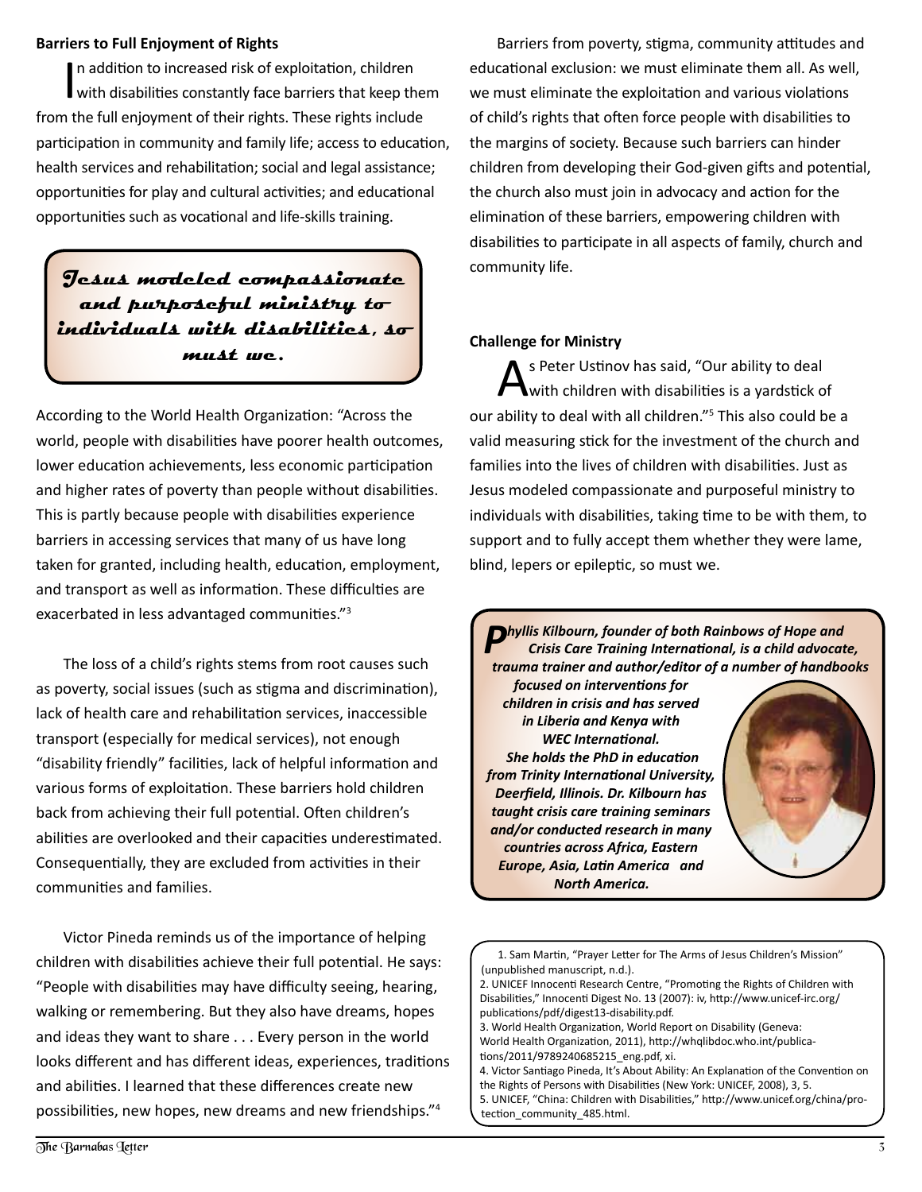**Barriers to Full Enjoyment of Rights**

In addition to increased risk of exploitation, children with disabilities constantly face barriers that keep them from the full enjoyment of their rights. These rights include participation in community and family life; access to education, health services and rehabilitation; social and legal assistance; opportunities for play and cultural activities; and educational opportunities such as vocational and life-skills training.

> *Jesus modeled compassionate and purposeful ministry to individuals with disabilities, so must we.*

According to the World Health Organization: "Across the world, people with disabilities have poorer health outcomes, lower education achievements, less economic participation and higher rates of poverty than people without disabilities. This is partly because people with disabilities experience barriers in accessing services that many of us have long taken for granted, including health, education, employment, and transport as well as information. These difficulties are exacerbated in less advantaged communities."[3]

The loss of a child's rights stems from root causes such as poverty, social issues (such as stigma and discrimination), lack of health care and rehabilitation services, inaccessible transport (especially for medical services), not enough "disability friendly" facilities, lack of helpful information and various forms of exploitation. These barriers hold children back from achieving their full potential. Often children's abilities are overlooked and their capacities underestimated. Consequentially, they are excluded from activities in their communities and families.

Victor Pineda reminds us of the importance of helping children with disabilities achieve their full potential. He says: "People with disabilities may have difficulty seeing, hearing, walking or remembering. But they also have dreams, hopes and ideas they want to share . . . Every person in the world looks different and has different ideas, experiences, traditions and abilities. I learned that these differences create new possibilities, new hopes, new dreams and new friendships."[4]

Barriers from poverty, stigma, community attitudes and educational exclusion: we must eliminate them all. As well, we must eliminate the exploitation and various violations of child's rights that often force people with disabilities to the margins of society. Because such barriers can hinder children from developing their God-given gifts and potential, the church also must join in advocacy and action for the elimination of these barriers, empowering children with disabilities to participate in all aspects of family, church and community life.

**Challenge for Ministry**

As Peter Ustinov has said, "Our ability to deal with children with disabilities is a yardstick of our ability to deal with all children."[5] This also could be a valid measuring stick for the investment of the church and families into the lives of children with disabilities. Just as Jesus modeled compassionate and purposeful ministry to individuals with disabilities, taking time to be with them, to support and to fully accept them whether they were lame, blind, lepers or epileptic, so must we.

***Phyllis Kilbourn, founder of both Rainbows of Hope and Crisis Care Training International, is a child advocate, trauma trainer and author/editor of a number of handbooks focused on interventions for children in crisis and has served in Liberia and Kenya with WEC International. She holds the PhD in education from Trinity International University, Deerfield, Illinois. Dr. Kilbourn has taught crisis care training seminars and/or conducted research in many countries across Africa, Eastern Europe, Asia, Latin America and North America.***

1. Sam Martin, "Prayer Letter for The Arms of Jesus Children's Mission" (unpublished manuscript, n.d.).
2. UNICEF Innocenti Research Centre, "Promoting the Rights of Children with Disabilities," Innocenti Digest No. 13 (2007): iv, http://www.unicef-irc.org/publications/pdf/digest13-disability.pdf.
3. World Health Organization, World Report on Disability (Geneva: World Health Organization, 2011), http://whqlibdoc.who.int/publications/2011/9789240685215_eng.pdf, xi.
4. Victor Santiago Pineda, It's About Ability: An Explanation of the Convention on the Rights of Persons with Disabilities (New York: UNICEF, 2008), 3, 5.
5. UNICEF, "China: Children with Disabilities," http://www.unicef.org/china/protection_community_485.html.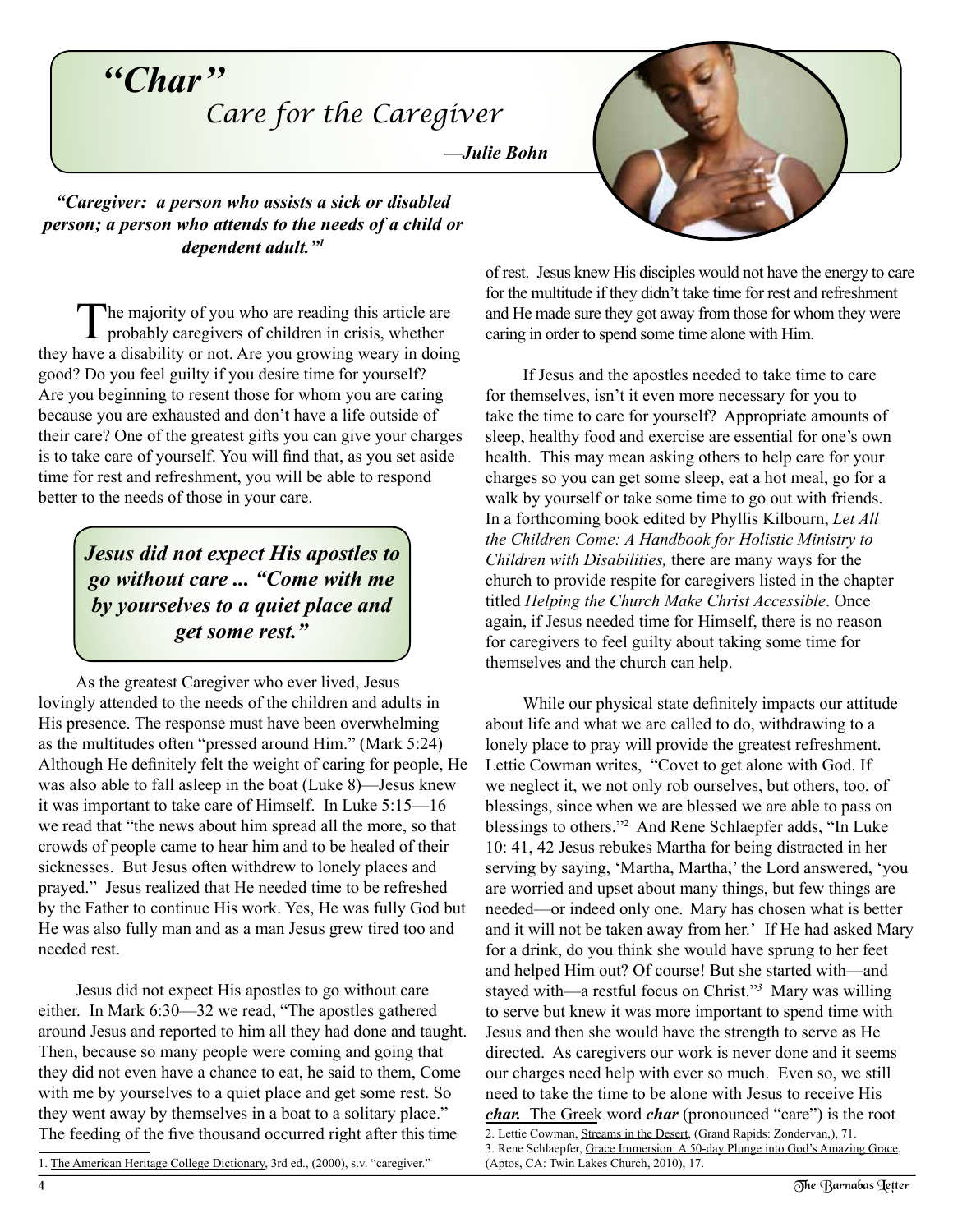# *"Char"*

## *Care for the Caregiver*

***—Julie Bohn***

***"Caregiver: a person who assists a sick or disabled person; a person who attends to the needs of a child or dependent adult."[1]***

The majority of you who are reading this article are probably caregivers of children in crisis, whether they have a disability or not. Are you growing weary in doing good? Do you feel guilty if you desire time for yourself? Are you beginning to resent those for whom you are caring because you are exhausted and don't have a life outside of their care? One of the greatest gifts you can give your charges is to take care of yourself. You will find that, as you set aside time for rest and refreshment, you will be able to respond better to the needs of those in your care.

> ***Jesus did not expect His apostles to go without care ... "Come with me by yourselves to a quiet place and get some rest."***

As the greatest Caregiver who ever lived, Jesus lovingly attended to the needs of the children and adults in His presence. The response must have been overwhelming as the multitudes often "pressed around Him." (Mark 5:24) Although He definitely felt the weight of caring for people, He was also able to fall asleep in the boat (Luke 8)—Jesus knew it was important to take care of Himself. In Luke 5:15—16 we read that "the news about him spread all the more, so that crowds of people came to hear him and to be healed of their sicknesses. But Jesus often withdrew to lonely places and prayed." Jesus realized that He needed time to be refreshed by the Father to continue His work. Yes, He was fully God but He was also fully man and as a man Jesus grew tired too and needed rest.

Jesus did not expect His apostles to go without care either. In Mark 6:30—32 we read, "The apostles gathered around Jesus and reported to him all they had done and taught. Then, because so many people were coming and going that they did not even have a chance to eat, he said to them, Come with me by yourselves to a quiet place and get some rest. So they went away by themselves in a boat to a solitary place." The feeding of the five thousand occurred right after this time of rest. Jesus knew His disciples would not have the energy to care for the multitude if they didn't take time for rest and refreshment and He made sure they got away from those for whom they were caring in order to spend some time alone with Him.

If Jesus and the apostles needed to take time to care for themselves, isn't it even more necessary for you to take the time to care for yourself? Appropriate amounts of sleep, healthy food and exercise are essential for one's own health. This may mean asking others to help care for your charges so you can get some sleep, eat a hot meal, go for a walk by yourself or take some time to go out with friends. In a forthcoming book edited by Phyllis Kilbourn, *Let All the Children Come: A Handbook for Holistic Ministry to Children with Disabilities,* there are many ways for the church to provide respite for caregivers listed in the chapter titled *Helping the Church Make Christ Accessible*. Once again, if Jesus needed time for Himself, there is no reason for caregivers to feel guilty about taking some time for themselves and the church can help.

While our physical state definitely impacts our attitude about life and what we are called to do, withdrawing to a lonely place to pray will provide the greatest refreshment. Lettie Cowman writes, "Covet to get alone with God. If we neglect it, we not only rob ourselves, but others, too, of blessings, since when we are blessed we are able to pass on blessings to others."[2] And Rene Schlaepfer adds, "In Luke 10: 41, 42 Jesus rebukes Martha for being distracted in her serving by saying, 'Martha, Martha,' the Lord answered, 'you are worried and upset about many things, but few things are needed—or indeed only one. Mary has chosen what is better and it will not be taken away from her.' If He had asked Mary for a drink, do you think she would have sprung to her feet and helped Him out? Of course! But she started with—and stayed with—a restful focus on Christ."[3] Mary was willing to serve but knew it was more important to spend time with Jesus and then she would have the strength to serve as He directed. As caregivers our work is never done and it seems our charges need help with ever so much. Even so, we still need to take the time to be alone with Jesus to receive His ***char.*** The Greek word ***char*** (pronounced "care") is the root

---

1. The American Heritage College Dictionary, 3rd ed., (2000), s.v. "caregiver."
2. Lettie Cowman, Streams in the Desert, (Grand Rapids: Zondervan,), 71.
3. Rene Schlaepfer, Grace Immersion: A 50-day Plunge into God's Amazing Grace, (Aptos, CA: Twin Lakes Church, 2010), 17.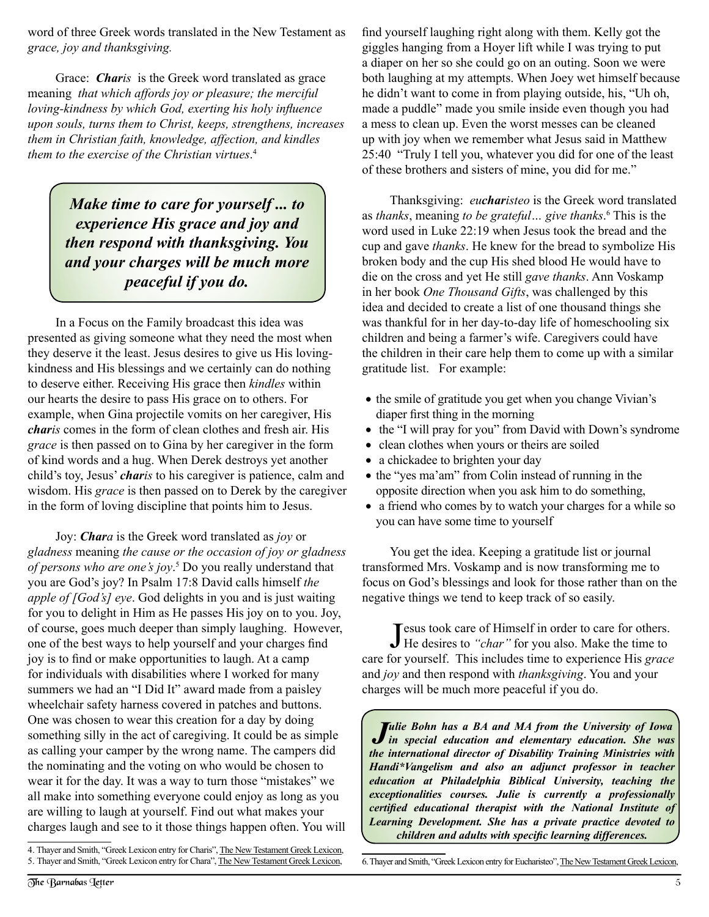word of three Greek words translated in the New Testament as *grace, joy and thanksgiving.*

Grace: ***Charis*** is the Greek word translated as grace meaning *that which affords joy or pleasure; the merciful loving-kindness by which God, exerting his holy influence upon souls, turns them to Christ, keeps, strengthens, increases them in Christian faith, knowledge, affection, and kindles them to the exercise of the Christian virtues*.[4]

> ***Make time to care for yourself ... to experience His grace and joy and then respond with thanksgiving. You and your charges will be much more peaceful if you do.***

In a Focus on the Family broadcast this idea was presented as giving someone what they need the most when they deserve it the least. Jesus desires to give us His loving-kindness and His blessings and we certainly can do nothing to deserve either. Receiving His grace then *kindles* within our hearts the desire to pass His grace on to others. For example, when Gina projectile vomits on her caregiver, His ***charis*** comes in the form of clean clothes and fresh air. His *grace* is then passed on to Gina by her caregiver in the form of kind words and a hug. When Derek destroys yet another child's toy, Jesus' ***charis*** to his caregiver is patience, calm and wisdom. His *grace* is then passed on to Derek by the caregiver in the form of loving discipline that points him to Jesus.

Joy: ***Chara*** is the Greek word translated as *joy* or *gladness* meaning *the cause or the occasion of joy or gladness of persons who are one's joy*.[5] Do you really understand that you are God's joy? In Psalm 17:8 David calls himself *the apple of [God's] eye*. God delights in you and is just waiting for you to delight in Him as He passes His joy on to you. Joy, of course, goes much deeper than simply laughing. However, one of the best ways to help yourself and your charges find joy is to find or make opportunities to laugh. At a camp for individuals with disabilities where I worked for many summers we had an "I Did It" award made from a paisley wheelchair safety harness covered in patches and buttons. One was chosen to wear this creation for a day by doing something silly in the act of caregiving. It could be as simple as calling your camper by the wrong name. The campers did the nominating and the voting on who would be chosen to wear it for the day. It was a way to turn those "mistakes" we all make into something everyone could enjoy as long as you are willing to laugh at yourself. Find out what makes your charges laugh and see to it those things happen often. You will find yourself laughing right along with them. Kelly got the giggles hanging from a Hoyer lift while I was trying to put a diaper on her so she could go on an outing. Soon we were both laughing at my attempts. When Joey wet himself because he didn't want to come in from playing outside, his, "Uh oh, made a puddle" made you smile inside even though you had a mess to clean up. Even the worst messes can be cleaned up with joy when we remember what Jesus said in Matthew 25:40 "Truly I tell you, whatever you did for one of the least of these brothers and sisters of mine, you did for me."

Thanksgiving: *eu**char**isteo* is the Greek word translated as *thanks*, meaning *to be grateful… give thanks*.[6] This is the word used in Luke 22:19 when Jesus took the bread and the cup and gave *thanks*. He knew for the bread to symbolize His broken body and the cup His shed blood He would have to die on the cross and yet He still *gave thanks*. Ann Voskamp in her book *One Thousand Gifts*, was challenged by this idea and decided to create a list of one thousand things she was thankful for in her day-to-day life of homeschooling six children and being a farmer's wife. Caregivers could have the children in their care help them to come up with a similar gratitude list. For example:

- the smile of gratitude you get when you change Vivian's diaper first thing in the morning
- the "I will pray for you" from David with Down's syndrome
- clean clothes when yours or theirs are soiled
- a chickadee to brighten your day
- the "yes ma'am" from Colin instead of running in the opposite direction when you ask him to do something,
- a friend who comes by to watch your charges for a while so you can have some time to yourself

You get the idea. Keeping a gratitude list or journal transformed Mrs. Voskamp and is now transforming me to focus on God's blessings and look for those rather than on the negative things we tend to keep track of so easily.

Jesus took care of Himself in order to care for others. He desires to *"char"* for you also. Make the time to care for yourself. This includes time to experience His *grace* and *joy* and then respond with *thanksgiving*. You and your charges will be much more peaceful if you do.

> ***Julie Bohn has a BA and MA from the University of Iowa in special education and elementary education. She was the international director of Disability Training Ministries with Handi\*Vangelism and also an adjunct professor in teacher education at Philadelphia Biblical University, teaching the exceptionalities courses. Julie is currently a professionally certified educational therapist with the National Institute of Learning Development. She has a private practice devoted to children and adults with specific learning differences.***

---

4. Thayer and Smith, "Greek Lexicon entry for Charis", The New Testament Greek Lexicon,
5. Thayer and Smith, "Greek Lexicon entry for Chara", The New Testament Greek Lexicon,
6. Thayer and Smith, "Greek Lexicon entry for Eucharisteo", The New Testament Greek Lexicon,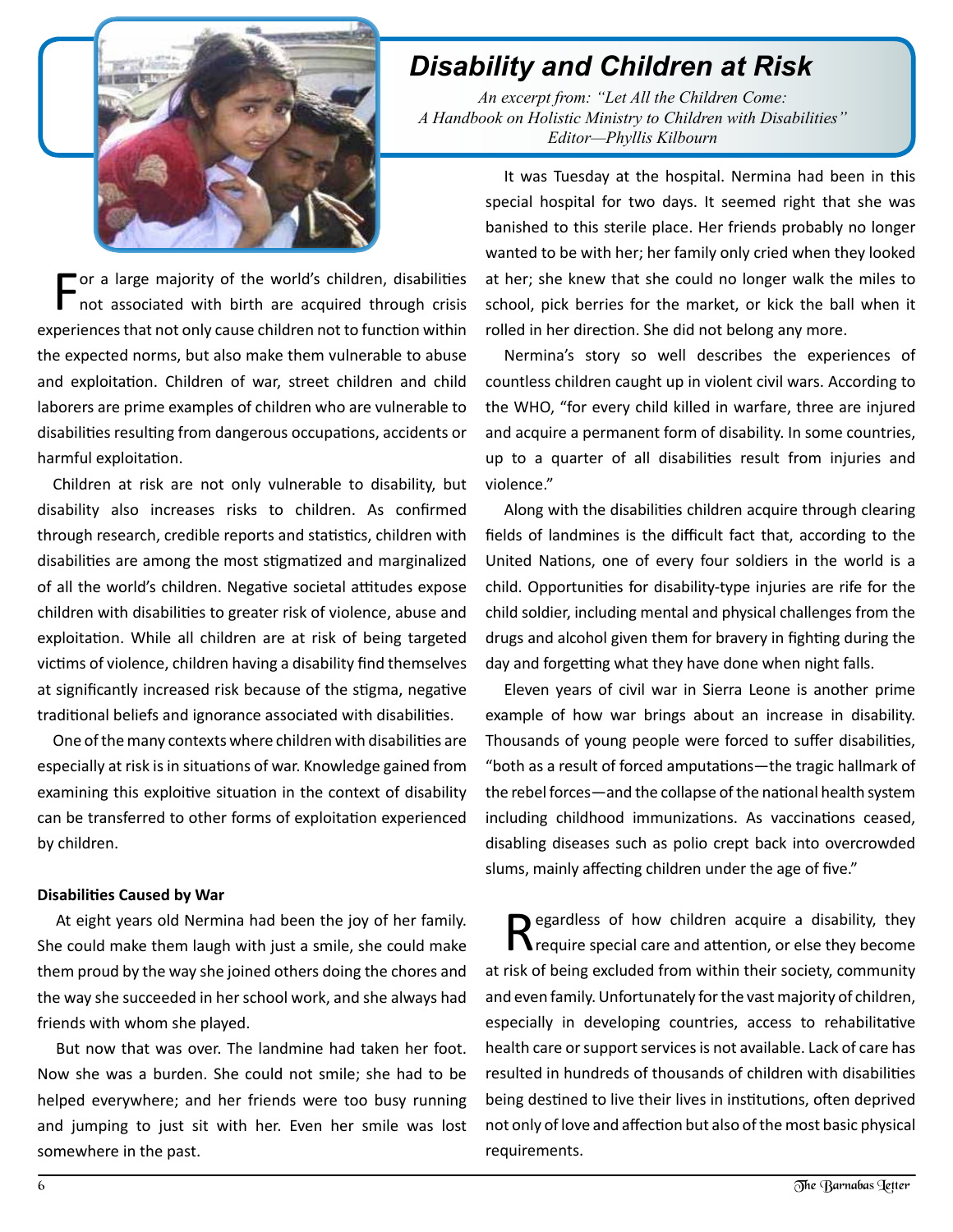# *Disability and Children at Risk*

*An excerpt from: "Let All the Children Come: A Handbook on Holistic Ministry to Children with Disabilities" Editor—Phyllis Kilbourn*

For a large majority of the world's children, disabilities not associated with birth are acquired through crisis experiences that not only cause children not to function within the expected norms, but also make them vulnerable to abuse and exploitation. Children of war, street children and child laborers are prime examples of children who are vulnerable to disabilities resulting from dangerous occupations, accidents or harmful exploitation.

Children at risk are not only vulnerable to disability, but disability also increases risks to children. As confirmed through research, credible reports and statistics, children with disabilities are among the most stigmatized and marginalized of all the world's children. Negative societal attitudes expose children with disabilities to greater risk of violence, abuse and exploitation. While all children are at risk of being targeted victims of violence, children having a disability find themselves at significantly increased risk because of the stigma, negative traditional beliefs and ignorance associated with disabilities.

One of the many contexts where children with disabilities are especially at risk is in situations of war. Knowledge gained from examining this exploitive situation in the context of disability can be transferred to other forms of exploitation experienced by children.

**Disabilities Caused by War**

At eight years old Nermina had been the joy of her family. She could make them laugh with just a smile, she could make them proud by the way she joined others doing the chores and the way she succeeded in her school work, and she always had friends with whom she played.

But now that was over. The landmine had taken her foot. Now she was a burden. She could not smile; she had to be helped everywhere; and her friends were too busy running and jumping to just sit with her. Even her smile was lost somewhere in the past.

It was Tuesday at the hospital. Nermina had been in this special hospital for two days. It seemed right that she was banished to this sterile place. Her friends probably no longer wanted to be with her; her family only cried when they looked at her; she knew that she could no longer walk the miles to school, pick berries for the market, or kick the ball when it rolled in her direction. She did not belong any more.

Nermina's story so well describes the experiences of countless children caught up in violent civil wars. According to the WHO, "for every child killed in warfare, three are injured and acquire a permanent form of disability. In some countries, up to a quarter of all disabilities result from injuries and violence."

Along with the disabilities children acquire through clearing fields of landmines is the difficult fact that, according to the United Nations, one of every four soldiers in the world is a child. Opportunities for disability-type injuries are rife for the child soldier, including mental and physical challenges from the drugs and alcohol given them for bravery in fighting during the day and forgetting what they have done when night falls.

Eleven years of civil war in Sierra Leone is another prime example of how war brings about an increase in disability. Thousands of young people were forced to suffer disabilities, "both as a result of forced amputations—the tragic hallmark of the rebel forces—and the collapse of the national health system including childhood immunizations. As vaccinations ceased, disabling diseases such as polio crept back into overcrowded slums, mainly affecting children under the age of five."

Regardless of how children acquire a disability, they require special care and attention, or else they become at risk of being excluded from within their society, community and even family. Unfortunately for the vast majority of children, especially in developing countries, access to rehabilitative health care or support services is not available. Lack of care has resulted in hundreds of thousands of children with disabilities being destined to live their lives in institutions, often deprived not only of love and affection but also of the most basic physical requirements.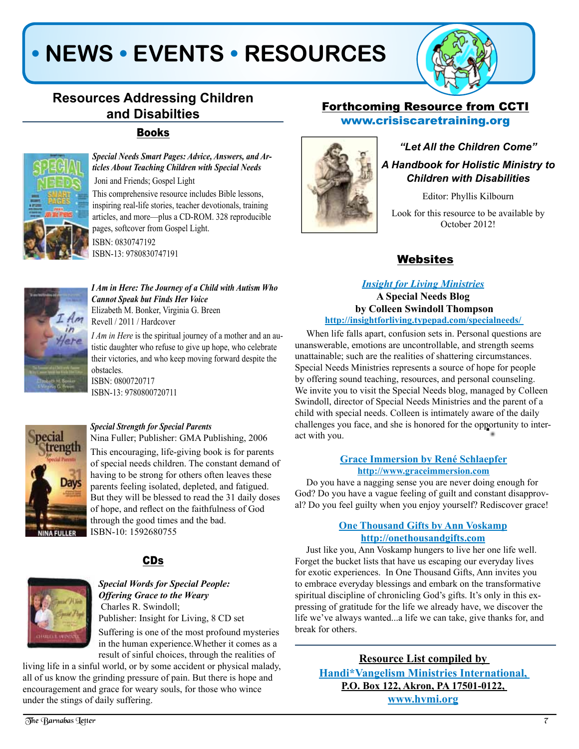# • NEWS • EVENTS • RESOURCES

## Resources Addressing Children and Disabilties

### Books

***Special Needs Smart Pages: Advice, Answers, and Articles About Teaching Children with Special Needs***
Joni and Friends; Gospel Light
This comprehensive resource includes Bible lessons, inspiring real-life stories, teacher devotionals, training articles, and more—plus a CD-ROM. 328 reproducible pages, softcover from Gospel Light.
ISBN: 0830747192
ISBN-13: 9780830747191

***I Am in Here: The Journey of a Child with Autism Who Cannot Speak but Finds Her Voice***
Elizabeth M. Bonker, Virginia G. Breen
Revell / 2011 / Hardcover
*I Am in Here* is the spiritual journey of a mother and an autistic daughter who refuse to give up hope, who celebrate their victories, and who keep moving forward despite the obstacles.
ISBN: 0800720717
ISBN-13: 9780800720711

***Special Strength for Special Parents***
Nina Fuller; Publisher: GMA Publishing, 2006
This encouraging, life-giving book is for parents of special needs children. The constant demand of having to be strong for others often leaves these parents feeling isolated, depleted, and fatigued. But they will be blessed to read the 31 daily doses of hope, and reflect on the faithfulness of God through the good times and the bad.
ISBN-10: 1592680755

### CDs

***Special Words for Special People: Offering Grace to the Weary***
Charles R. Swindoll;
Publisher: Insight for Living, 8 CD set
Suffering is one of the most profound mysteries in the human experience.Whether it comes as a result of sinful choices, through the realities of living life in a sinful world, or by some accident or physical malady, all of us know the grinding pressure of pain. But there is hope and encouragement and grace for weary souls, for those who wince under the stings of daily suffering.

## Forthcoming Resource from CCTI
**www.crisiscaretraining.org**

***"Let All the Children Come"***

***A Handbook for Holistic Ministry to Children with Disabilities***

Editor: Phyllis Kilbourn

Look for this resource to be available by October 2012!

### Websites

***Insight for Living Ministries***
**A Special Needs Blog**
**by Colleen Swindoll Thompson**
**http://insightforliving.typepad.com/specialneeds/**

When life falls apart, confusion sets in. Personal questions are unanswerable, emotions are uncontrollable, and strength seems unattainable; such are the realities of shattering circumstances. Special Needs Ministries represents a source of hope for people by offering sound teaching, resources, and personal counseling. We invite you to visit the Special Needs blog, managed by Colleen Swindoll, director of Special Needs Ministries and the parent of a child with special needs. Colleen is intimately aware of the daily challenges you face, and she is honored for the opportunity to interact with you.

**Grace Immersion by René Schlaepfer**
**http://www.graceimmersion.com**

Do you have a nagging sense you are never doing enough for God? Do you have a vague feeling of guilt and constant disapproval? Do you feel guilty when you enjoy yourself? Rediscover grace!

**One Thousand Gifts by Ann Voskamp**
**http://onethousandgifts.com**

Just like you, Ann Voskamp hungers to live her one life well. Forget the bucket lists that have us escaping our everyday lives for exotic experiences. In One Thousand Gifts, Ann invites you to embrace everyday blessings and embark on the transformative spiritual discipline of chronicling God's gifts. It's only in this expressing of gratitude for the life we already have, we discover the life we've always wanted...a life we can take, give thanks for, and break for others.

**Resource List compiled by**
**Handi*Vangelism Ministries International,**
**P.O. Box 122, Akron, PA 17501-0122,**
**www.hvmi.org**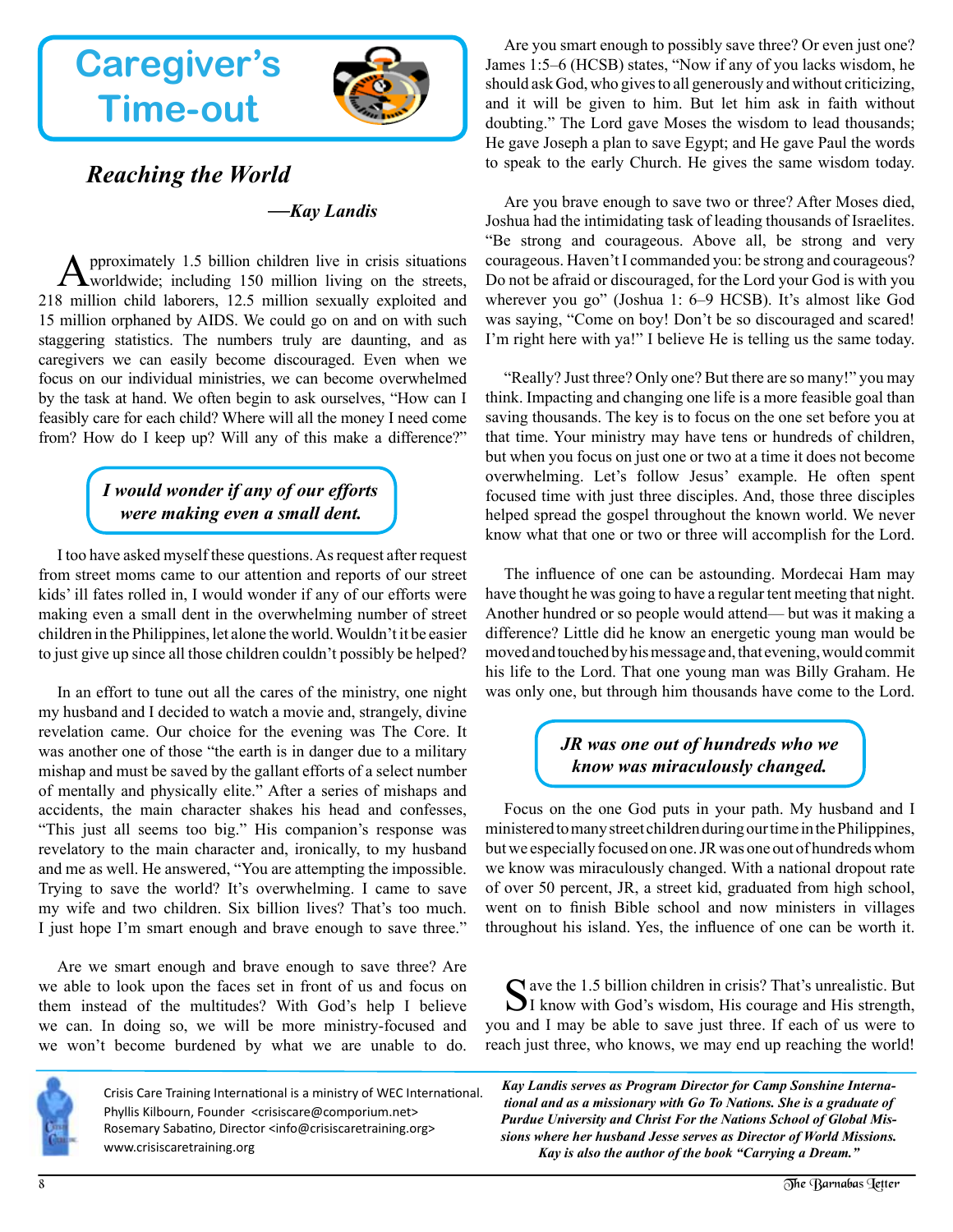# Caregiver's Time-out

## *Reaching the World*

***—Kay Landis***

Approximately 1.5 billion children live in crisis situations worldwide; including 150 million living on the streets, 218 million child laborers, 12.5 million sexually exploited and 15 million orphaned by AIDS. We could go on and on with such staggering statistics. The numbers truly are daunting, and as caregivers we can easily become discouraged. Even when we focus on our individual ministries, we can become overwhelmed by the task at hand. We often begin to ask ourselves, "How can I feasibly care for each child? Where will all the money I need come from? How do I keep up? Will any of this make a difference?"

> ***I would wonder if any of our efforts were making even a small dent.***

I too have asked myself these questions. As request after request from street moms came to our attention and reports of our street kids' ill fates rolled in, I would wonder if any of our efforts were making even a small dent in the overwhelming number of street children in the Philippines, let alone the world. Wouldn't it be easier to just give up since all those children couldn't possibly be helped?

In an effort to tune out all the cares of the ministry, one night my husband and I decided to watch a movie and, strangely, divine revelation came. Our choice for the evening was The Core. It was another one of those "the earth is in danger due to a military mishap and must be saved by the gallant efforts of a select number of mentally and physically elite." After a series of mishaps and accidents, the main character shakes his head and confesses, "This just all seems too big." His companion's response was revelatory to the main character and, ironically, to my husband and me as well. He answered, "You are attempting the impossible. Trying to save the world? It's overwhelming. I came to save my wife and two children. Six billion lives? That's too much. I just hope I'm smart enough and brave enough to save three."

Are we smart enough and brave enough to save three? Are we able to look upon the faces set in front of us and focus on them instead of the multitudes? With God's help I believe we can. In doing so, we will be more ministry-focused and we won't become burdened by what we are unable to do.

Are you smart enough to possibly save three? Or even just one? James 1:5–6 (HCSB) states, "Now if any of you lacks wisdom, he should ask God, who gives to all generously and without criticizing, and it will be given to him. But let him ask in faith without doubting." The Lord gave Moses the wisdom to lead thousands; He gave Joseph a plan to save Egypt; and He gave Paul the words to speak to the early Church. He gives the same wisdom today.

Are you brave enough to save two or three? After Moses died, Joshua had the intimidating task of leading thousands of Israelites. "Be strong and courageous. Above all, be strong and very courageous. Haven't I commanded you: be strong and courageous? Do not be afraid or discouraged, for the Lord your God is with you wherever you go" (Joshua 1: 6–9 HCSB). It's almost like God was saying, "Come on boy! Don't be so discouraged and scared! I'm right here with ya!" I believe He is telling us the same today.

"Really? Just three? Only one? But there are so many!" you may think. Impacting and changing one life is a more feasible goal than saving thousands. The key is to focus on the one set before you at that time. Your ministry may have tens or hundreds of children, but when you focus on just one or two at a time it does not become overwhelming. Let's follow Jesus' example. He often spent focused time with just three disciples. And, those three disciples helped spread the gospel throughout the known world. We never know what that one or two or three will accomplish for the Lord.

The influence of one can be astounding. Mordecai Ham may have thought he was going to have a regular tent meeting that night. Another hundred or so people would attend— but was it making a difference? Little did he know an energetic young man would be moved and touched by his message and, that evening, would commit his life to the Lord. That one young man was Billy Graham. He was only one, but through him thousands have come to the Lord.

> ***JR was one out of hundreds who we know was miraculously changed.***

Focus on the one God puts in your path. My husband and I ministered to many street children during our time in the Philippines, but we especially focused on one. JR was one out of hundreds whom we know was miraculously changed. With a national dropout rate of over 50 percent, JR, a street kid, graduated from high school, went on to finish Bible school and now ministers in villages throughout his island. Yes, the influence of one can be worth it.

Save the 1.5 billion children in crisis? That's unrealistic. But I know with God's wisdom, His courage and His strength, you and I may be able to save just three. If each of us were to reach just three, who knows, we may end up reaching the world!

***Kay Landis serves as Program Director for Camp Sonshine International and as a missionary with Go To Nations. She is a graduate of Purdue University and Christ For the Nations School of Global Missions where her husband Jesse serves as Director of World Missions. Kay is also the author of the book "Carrying a Dream."***

---

Crisis Care Training International is a ministry of WEC International.
Phyllis Kilbourn, Founder <crisiscare@comporium.net>
Rosemary Sabatino, Director <info@crisiscaretraining.org>
www.crisiscaretraining.org